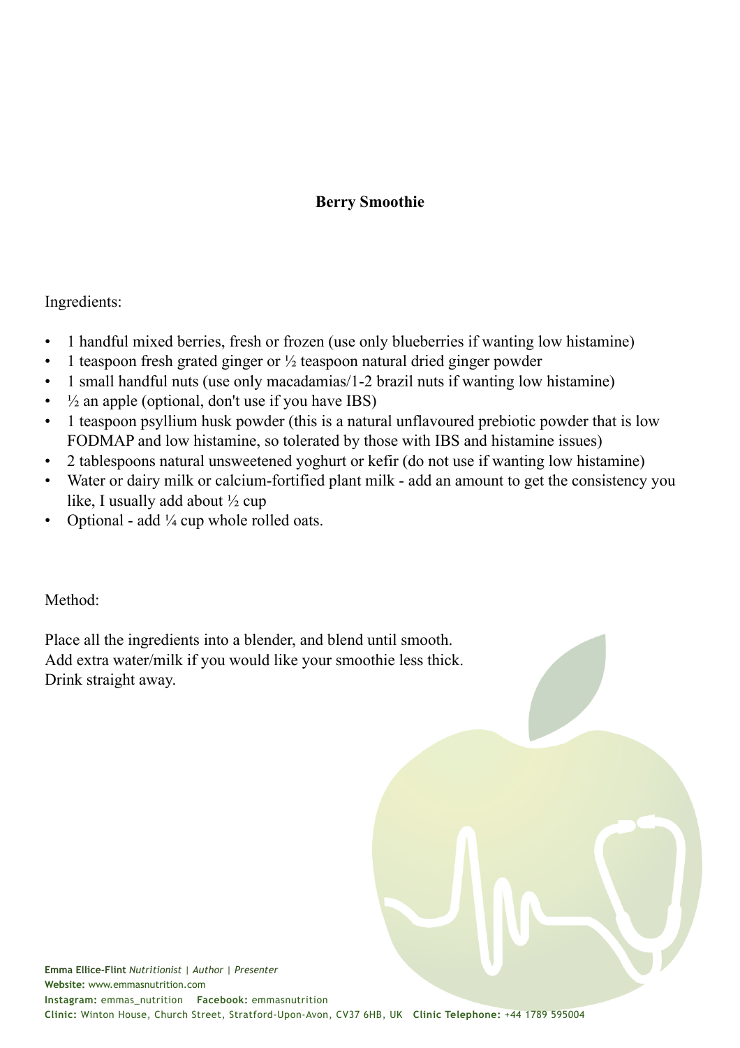# Berry Smoothie

Ingredients:

- 1 handful mixed berries, fresh or frozen (use only blueberries if wanting low histamine)
- 1 teaspoon fresh grated ginger or ½ teaspoon natural dried ginger powder
- 1 small handful nuts (use only macadamias/1-2 brazil nuts if wanting low histamine)
- ½ an apple (optional, don't use if you have IBS)
- 1 teaspoon psyllium husk powder (this is a natural unflavoured prebiotic powder that is low FODMAP and low histamine, so tolerated by those with IBS and histamine issues)
- 2 tablespoons natural unsweetened yoghurt or kefir (do not use if wanting low histamine)
- Water or dairy milk or calcium-fortified plant milk - add an amount to get the consistency you like, I usually add about ½ cup
- Optional - add ¼ cup whole rolled oats.

Method:

Place all the ingredients into a blender, and blend until smooth.
Add extra water/milk if you would like your smoothie less thick.
Drink straight away.

**Emma Ellice-Flint** *Nutritionist | Author | Presenter*
**Website:** www.emmasnutrition.com
**Instagram:** emmas_nutrition **Facebook:** emmasnutrition
**Clinic:** Winton House, Church Street, Stratford-Upon-Avon, CV37 6HB, UK **Clinic Telephone:** +44 1789 595004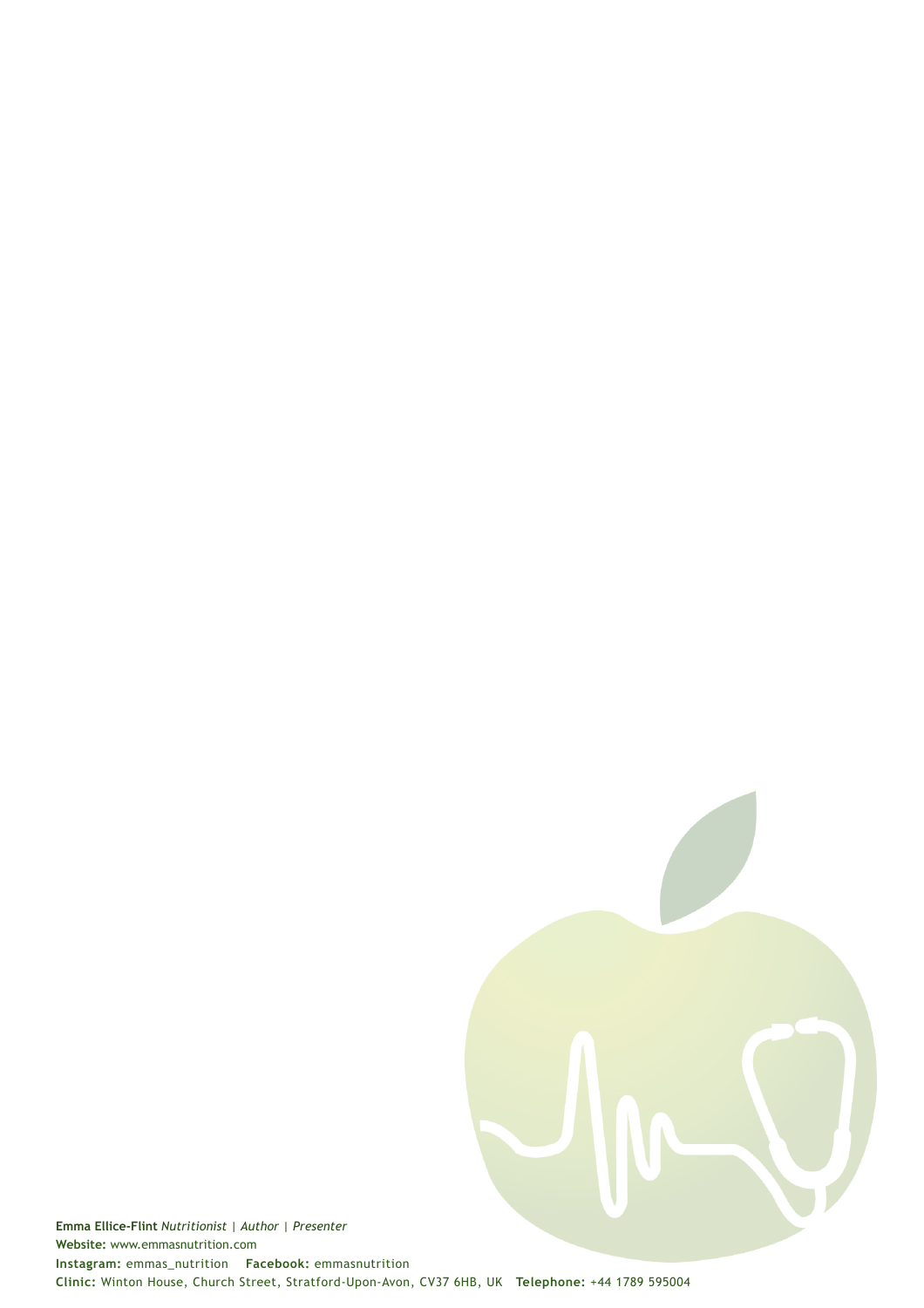**Emma Ellice-Flint** *Nutritionist | Author | Presenter*
**Website:** www.emmasnutrition.com
**Instagram:** emmas_nutrition **Facebook:** emmasnutrition
**Clinic:** Winton House, Church Street, Stratford-Upon-Avon, CV37 6HB, UK **Telephone:** +44 1789 595004